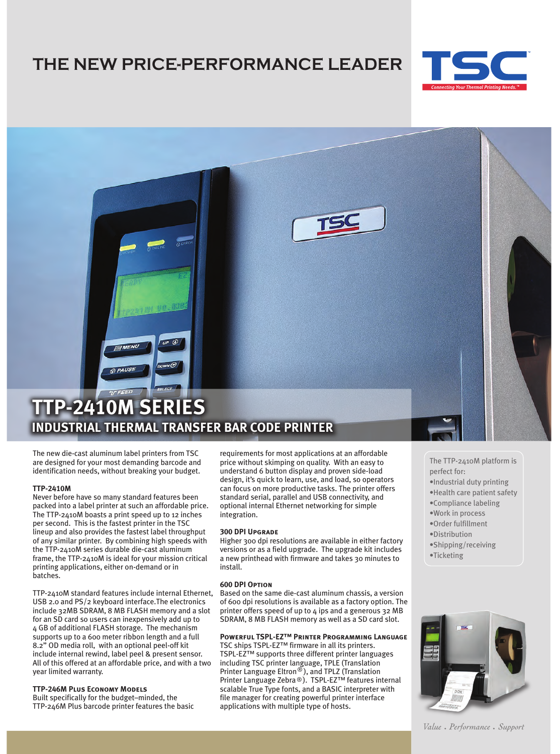# THE NEW PRICE-PERFORMANCE LEADER

TSC — Connecting Your Thermal Printing Needs.™

## TTP-2410M SERIES

### INDUSTRIAL THERMAL TRANSFER BAR CODE PRINTER

The new die-cast aluminum label printers from TSC are designed for your most demanding barcode and identification needs, without breaking your budget.

**TTP-2410M**

Never before have so many standard features been packed into a label printer at such an affordable price. The TTP-2410M boasts a print speed up to 12 inches per second. This is the fastest printer in the TSC lineup and also provides the fastest label throughput of any similar printer. By combining high speeds with the TTP-2410M series durable die-cast aluminum frame, the TTP-2410M is ideal for your mission critical printing applications, either on-demand or in batches.

TTP-2410M standard features include internal Ethernet, USB 2.0 and PS/2 keyboard interface.The electronics include 32MB SDRAM, 8 MB FLASH memory and a slot for an SD card so users can inexpensively add up to 4 GB of additional FLASH storage. The mechanism supports up to a 600 meter ribbon length and a full 8.2" OD media roll, with an optional peel-off kit include internal rewind, label peel & present sensor. All of this offered at an affordable price, and with a two year limited warranty.

**TTP-246M Plus Economy Models**

Built specifically for the budget–minded, the TTP-246M Plus barcode printer features the basic requirements for most applications at an affordable price without skimping on quality. With an easy to understand 6 button display and proven side-load design, it's quick to learn, use, and load, so operators can focus on more productive tasks. The printer offers standard serial, parallel and USB connectivity, and optional internal Ethernet networking for simple integration.

**300 DPI Upgrade**

Higher 300 dpi resolutions are available in either factory versions or as a field upgrade. The upgrade kit includes a new printhead with firmware and takes 30 minutes to install.

**600 DPI Option**

Based on the same die-cast aluminum chassis, a version of 600 dpi resolutions is available as a factory option. The printer offers speed of up to 4 ips and a generous 32 MB SDRAM, 8 MB FLASH memory as well as a SD card slot.

**Powerful TSPL-EZ™ Printer Programming Language**

TSC ships TSPL-EZ™ firmware in all its printers. TSPL-EZ™ supports three different printer languages including TSC printer language, TPLE (Translation Printer Language Eltron®), and TPLZ (Translation Printer Language Zebra®). TSPL-EZ™ features internal scalable True Type fonts, and a BASIC interpreter with file manager for creating powerful printer interface applications with multiple type of hosts.

The TTP-2410M platform is perfect for:

- Industrial duty printing
- Health care patient safety
- Compliance labeling
- Work in process
- Order fulfillment
- Distribution
- Shipping/receiving
- Ticketing

*Value . Performance . Support*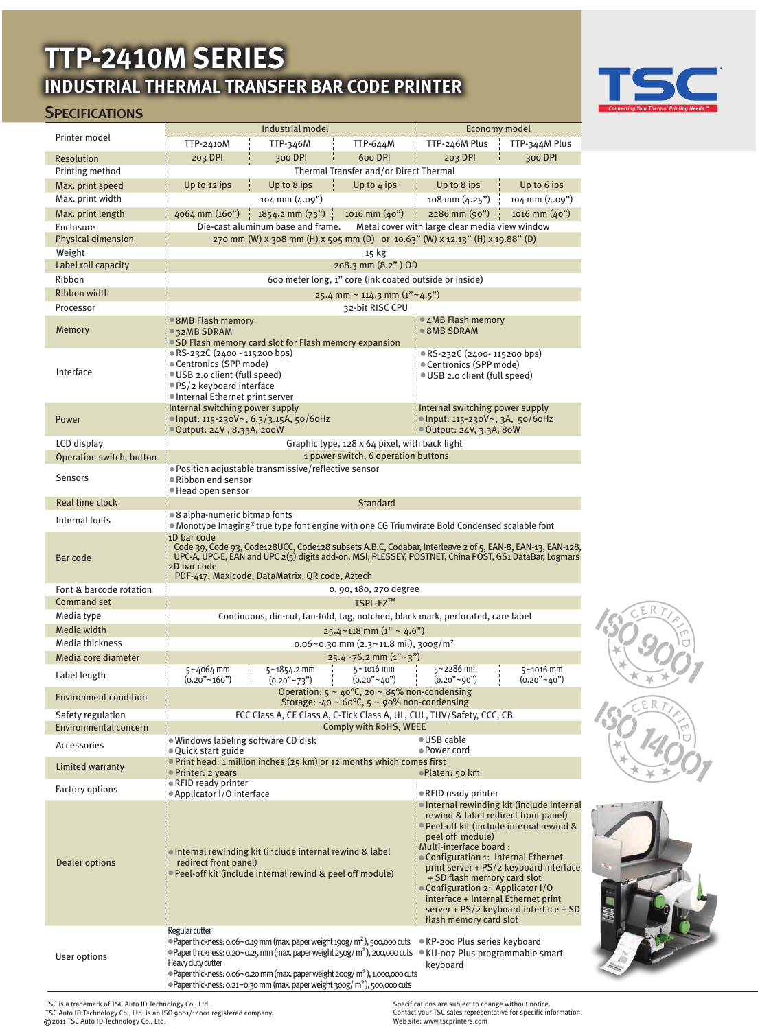# TTP-2410M SERIES

## INDUSTRIAL THERMAL TRANSFER BAR CODE PRINTER

### SPECIFICATIONS

| Printer model | Industrial model | | | Economy model | |
|---|---|---|---|---|---|
| | TTP-2410M | TTP-346M | TTP-644M | TTP-246M Plus | TTP-344M Plus |
| Resolution | 203 DPI | 300 DPI | 600 DPI | 203 DPI | 300 DPI |
| Printing method | Thermal Transfer and/or Direct Thermal | | | | |
| Max. print speed | Up to 12 ips | Up to 8 ips | Up to 4 ips | Up to 8 ips | Up to 6 ips |
| Max. print width | 104 mm (4.09") | | | 108 mm (4.25") | 104 mm (4.09") |
| Max. print length | 4064 mm (160") | 1854.2 mm (73") | 1016 mm (40") | 2286 mm (90") | 1016 mm (40") |
| Enclosure | Die-cast aluminum base and frame. Metal cover with large clear media view window | | | | |
| Physical dimension | 270 mm (W) x 308 mm (H) x 505 mm (D) or 10.63" (W) x 12.13" (H) x 19.88" (D) | | | | |
| Weight | 15 kg | | | | |
| Label roll capacity | 208.3 mm (8.2" ) OD | | | | |
| Ribbon | 600 meter long, 1" core (ink coated outside or inside) | | | | |
| Ribbon width | 25.4 mm ~ 114.3 mm (1"~4.5") | | | | |
| Processor | 32-bit RISC CPU | | | | |
| Memory | • 8MB Flash memory<br>• 32MB SDRAM<br>• SD Flash memory card slot for Flash memory expansion | | | • 4MB Flash memory<br>• 8MB SDRAM | |
| Interface | • RS-232C (2400 - 115200 bps)<br>• Centronics (SPP mode)<br>• USB 2.0 client (full speed)<br>• PS/2 keyboard interface<br>• Internal Ethernet print server | | | • RS-232C (2400- 115200 bps)<br>• Centronics (SPP mode)<br>• USB 2.0 client (full speed) | |
| Power | Internal switching power supply<br>• Input: 115-230V~, 6.3/3.15A, 50/60Hz<br>• Output: 24V , 8.33A, 200W | | | Internal switching power supply<br>• Input: 115-230V~, 3A, 50/60Hz<br>• Output: 24V, 3.3A, 80W | |
| LCD display | Graphic type, 128 x 64 pixel, with back light | | | | |
| Operation switch, button | 1 power switch, 6 operation buttons | | | | |
| Sensors | • Position adjustable transmissive/reflective sensor<br>• Ribbon end sensor<br>• Head open sensor | | | | |
| Real time clock | Standard | | | | |
| Internal fonts | • 8 alpha-numeric bitmap fonts<br>• Monotype Imaging® true type font engine with one CG Triumvirate Bold Condensed scalable font | | | | |
| Bar code | 1D bar code<br>Code 39, Code 93, Code128UCC, Code128 subsets A.B.C, Codabar, Interleave 2 of 5, EAN-8, EAN-13, EAN-128, UPC-A, UPC-E, EAN and UPC 2(5) digits add-on, MSI, PLESSEY, POSTNET, China POST, GS1 DataBar, Logmars<br>2D bar code<br>PDF-417, Maxicode, DataMatrix, QR code, Aztech | | | | |
| Font & barcode rotation | 0, 90, 180, 270 degree | | | | |
| Command set | TSPL-EZ™ | | | | |
| Media type | Continuous, die-cut, fan-fold, tag, notched, black mark, perforated, care label | | | | |
| Media width | 25.4~118 mm (1" ~ 4.6") | | | | |
| Media thickness | 0.06~0.30 mm (2.3~11.8 mil), 300g/m² | | | | |
| Media core diameter | 25.4~76.2 mm (1"~3") | | | | |
| Label length | 5~4064 mm (0.20"~160") | 5~1854.2 mm (0.20"~73") | 5~1016 mm (0.20"~40") | 5~2286 mm (0.20"~90") | 5~1016 mm (0.20"~40") |
| Environment condition | Operation: 5 ~ 40°C, 20 ~ 85% non-condensing<br>Storage: -40 ~ 60°C, 5 ~ 90% non-condensing | | | | |
| Safety regulation | FCC Class A, CE Class A, C-Tick Class A, UL, CUL, TUV/Safety, CCC, CB | | | | |
| Environmental concern | Comply with RoHS, WEEE | | | | |
| Accessories | • Windows labeling software CD disk<br>• Quick start guide | | | • USB cable<br>• Power cord | |
| Limited warranty | • Print head: 1 million inches (25 km) or 12 months which comes first<br>• Printer: 2 years | | | • Platen: 50 km | |
| Factory options | • RFID ready printer<br>• Applicator I/O interface | | | • RFID ready printer | |
| Dealer options | • Internal rewinding kit (include internal rewind & label redirect front panel)<br>• Peel-off kit (include internal rewind & peel off module) | | | • Internal rewinding kit (include internal rewind & label redirect front panel)<br>• Peel-off kit (include internal rewind & peel off module)<br>Multi-interface board :<br>• Configuration 1: Internal Ethernet print server + PS/2 keyboard interface + SD flash memory card slot<br>• Configuration 2: Applicator I/O interface + Internal Ethernet print server + PS/2 keyboard interface + SD flash memory card slot | |
| User options | Regular cutter<br>• Paper thickness: 0.06~0.19 mm (max. paper weight 190g/m²), 500,000 cuts<br>• Paper thickness: 0.20~0.25 mm (max. paper weight 250g/m²), 200,000 cuts<br>Heavy duty cutter<br>• Paper thickness: 0.06~0.20 mm (max. paper weight 200g/m²), 1,000,000 cuts<br>• Paper thickness: 0.21~0.30 mm (max. paper weight 300g/m²), 500,000 cuts | | | • KP-200 Plus series keyboard<br>• KU-007 Plus programmable smart keyboard | |

TSC is a trademark of TSC Auto ID Technology Co., Ltd.
TSC Auto ID Technology Co., Ltd. is an ISO 9001/14001 registered company.
©2011 TSC Auto ID Technology Co., Ltd.

Specifications are subject to change without notice.
Contact your TSC sales representative for specific information.
Web site: www.tscprinters.com